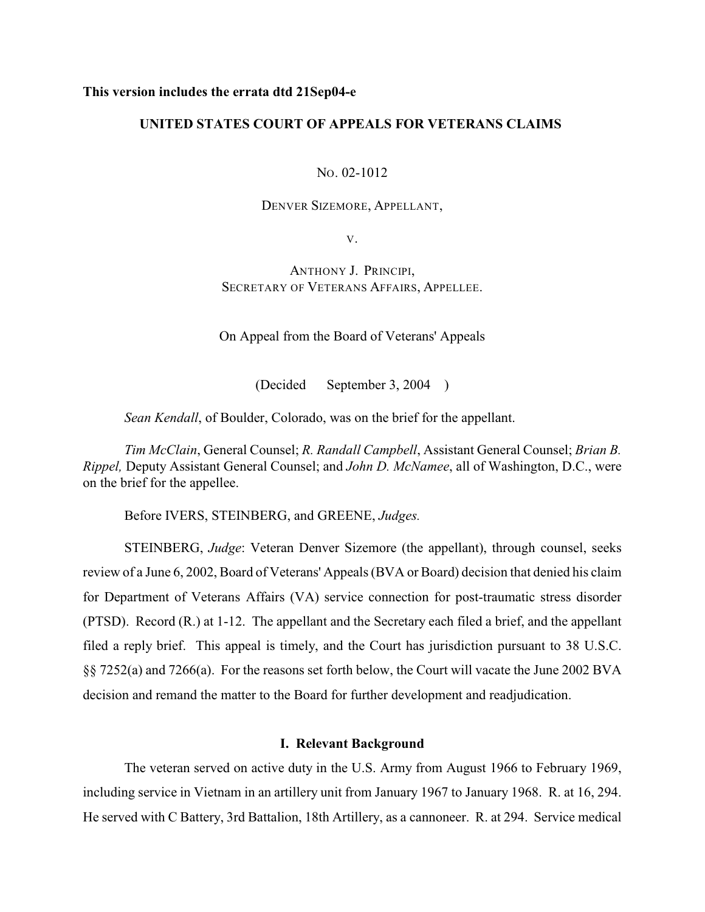**This version includes the errata dtd 21Sep04-e**

**UNITED STATES COURT OF APPEALS FOR VETERANS CLAIMS**

NO. 02-1012

DENVER SIZEMORE, APPELLANT,

V.

ANTHONY J. PRINCIPI,
SECRETARY OF VETERANS AFFAIRS, APPELLEE.

On Appeal from the Board of Veterans' Appeals

(Decided September 3, 2004 )

*Sean Kendall*, of Boulder, Colorado, was on the brief for the appellant.

*Tim McClain*, General Counsel; *R. Randall Campbell*, Assistant General Counsel; *Brian B. Rippel,* Deputy Assistant General Counsel; and *John D. McNamee*, all of Washington, D.C., were on the brief for the appellee.

Before IVERS, STEINBERG, and GREENE, *Judges.*

STEINBERG, *Judge*: Veteran Denver Sizemore (the appellant), through counsel, seeks review of a June 6, 2002, Board of Veterans' Appeals (BVA or Board) decision that denied his claim for Department of Veterans Affairs (VA) service connection for post-traumatic stress disorder (PTSD). Record (R.) at 1-12. The appellant and the Secretary each filed a brief, and the appellant filed a reply brief. This appeal is timely, and the Court has jurisdiction pursuant to 38 U.S.C. §§ 7252(a) and 7266(a). For the reasons set forth below, the Court will vacate the June 2002 BVA decision and remand the matter to the Board for further development and readjudication.

**I. Relevant Background**

The veteran served on active duty in the U.S. Army from August 1966 to February 1969, including service in Vietnam in an artillery unit from January 1967 to January 1968. R. at 16, 294. He served with C Battery, 3rd Battalion, 18th Artillery, as a cannoneer. R. at 294. Service medical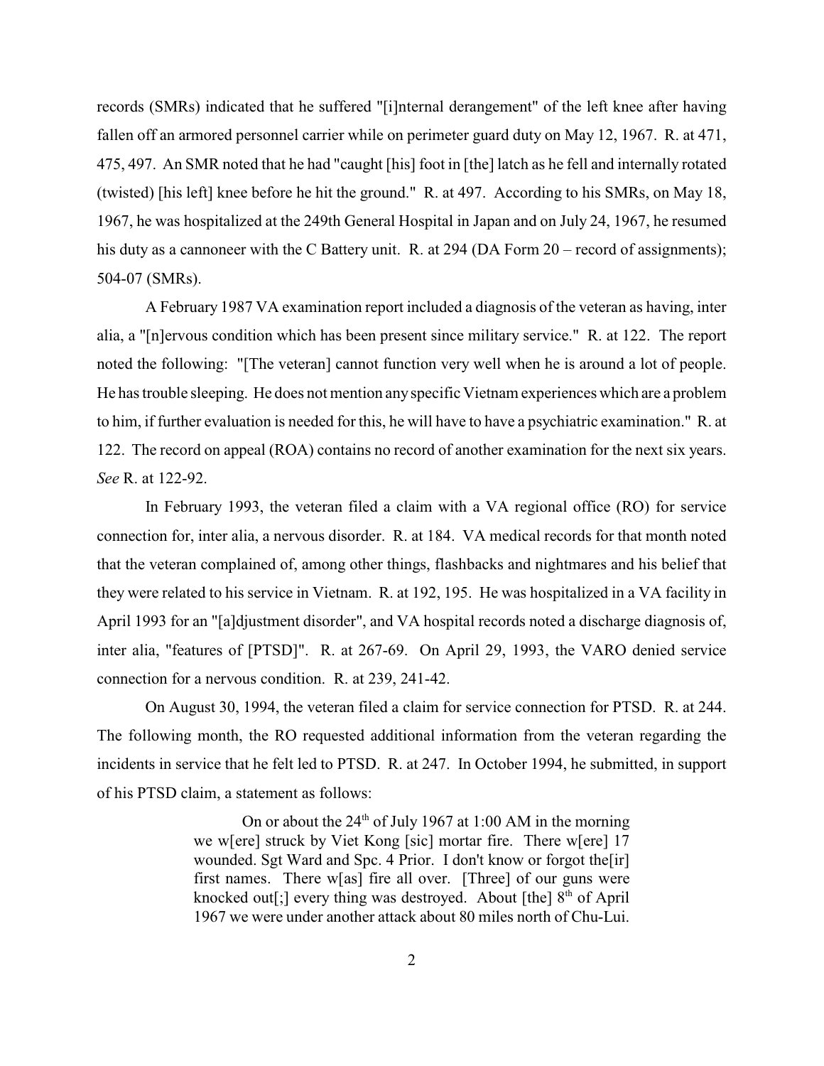records (SMRs) indicated that he suffered "[i]nternal derangement" of the left knee after having fallen off an armored personnel carrier while on perimeter guard duty on May 12, 1967. R. at 471, 475, 497. An SMR noted that he had "caught [his] foot in [the] latch as he fell and internally rotated (twisted) [his left] knee before he hit the ground." R. at 497. According to his SMRs, on May 18, 1967, he was hospitalized at the 249th General Hospital in Japan and on July 24, 1967, he resumed his duty as a cannoneer with the C Battery unit. R. at 294 (DA Form 20 – record of assignments); 504-07 (SMRs).

A February 1987 VA examination report included a diagnosis of the veteran as having, inter alia, a "[n]ervous condition which has been present since military service." R. at 122. The report noted the following: "[The veteran] cannot function very well when he is around a lot of people. He has trouble sleeping. He does not mention any specific Vietnam experiences which are a problem to him, if further evaluation is needed for this, he will have to have a psychiatric examination." R. at 122. The record on appeal (ROA) contains no record of another examination for the next six years. *See* R. at 122-92.

In February 1993, the veteran filed a claim with a VA regional office (RO) for service connection for, inter alia, a nervous disorder. R. at 184. VA medical records for that month noted that the veteran complained of, among other things, flashbacks and nightmares and his belief that they were related to his service in Vietnam. R. at 192, 195. He was hospitalized in a VA facility in April 1993 for an "[a]djustment disorder", and VA hospital records noted a discharge diagnosis of, inter alia, "features of [PTSD]". R. at 267-69. On April 29, 1993, the VARO denied service connection for a nervous condition. R. at 239, 241-42.

On August 30, 1994, the veteran filed a claim for service connection for PTSD. R. at 244. The following month, the RO requested additional information from the veteran regarding the incidents in service that he felt led to PTSD. R. at 247. In October 1994, he submitted, in support of his PTSD claim, a statement as follows:

> On or about the 24th of July 1967 at 1:00 AM in the morning we w[ere] struck by Viet Kong [sic] mortar fire. There w[ere] 17 wounded. Sgt Ward and Spc. 4 Prior. I don't know or forgot the[ir] first names. There w[as] fire all over. [Three] of our guns were knocked out[;] every thing was destroyed. About [the] 8th of April 1967 we were under another attack about 80 miles north of Chu-Lui.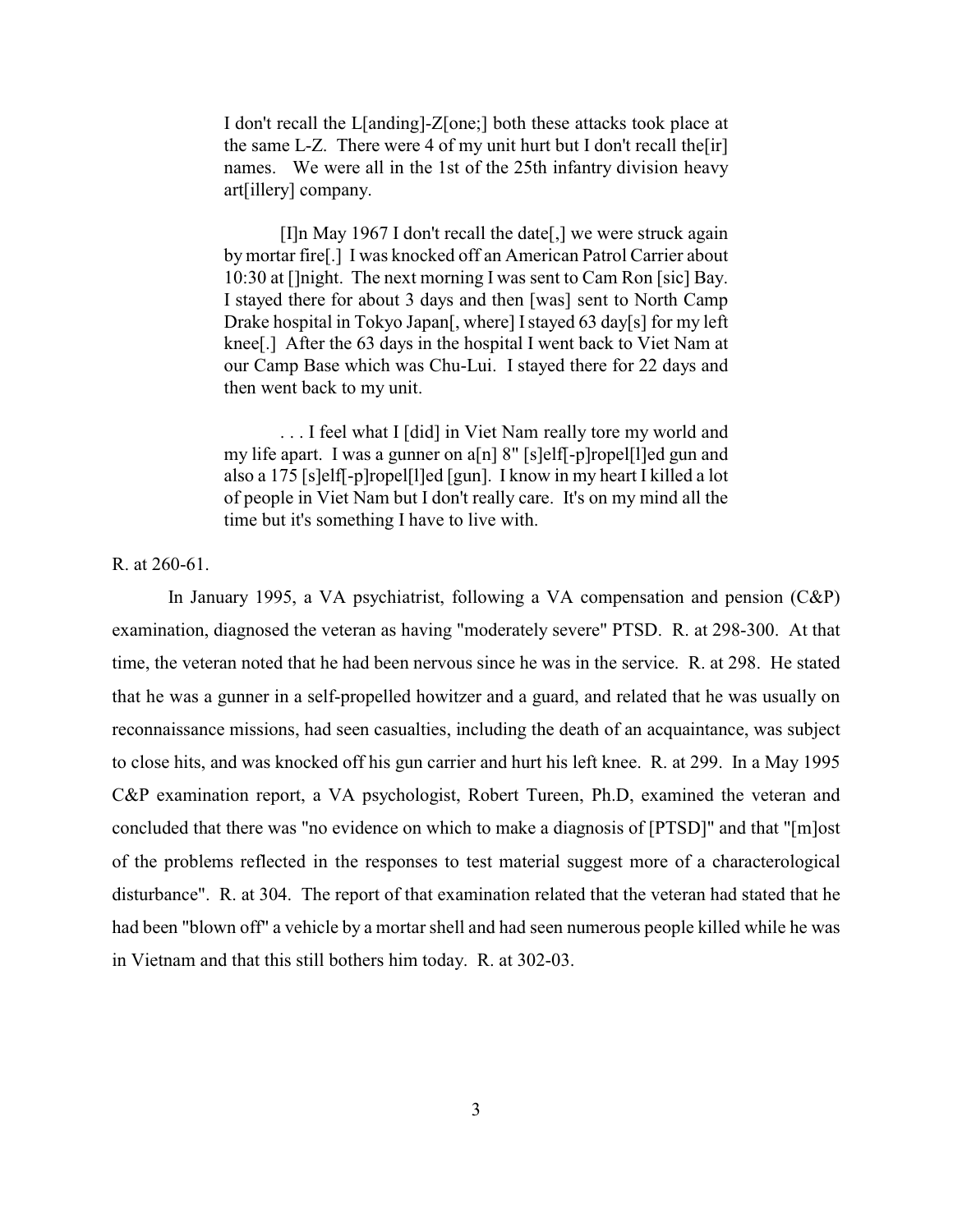> I don't recall the L[anding]-Z[one;] both these attacks took place at the same L-Z. There were 4 of my unit hurt but I don't recall the[ir] names. We were all in the 1st of the 25th infantry division heavy art[illery] company.
>
> [I]n May 1967 I don't recall the date[,] we were struck again by mortar fire[.] I was knocked off an American Patrol Carrier about 10:30 at []night. The next morning I was sent to Cam Ron [sic] Bay. I stayed there for about 3 days and then [was] sent to North Camp Drake hospital in Tokyo Japan[, where] I stayed 63 day[s] for my left knee[.] After the 63 days in the hospital I went back to Viet Nam at our Camp Base which was Chu-Lui. I stayed there for 22 days and then went back to my unit.
>
> . . . I feel what I [did] in Viet Nam really tore my world and my life apart. I was a gunner on a[n] 8" [s]elf[-p]ropel[l]ed gun and also a 175 [s]elf[-p]ropel[l]ed [gun]. I know in my heart I killed a lot of people in Viet Nam but I don't really care. It's on my mind all the time but it's something I have to live with.

R. at 260-61.

In January 1995, a VA psychiatrist, following a VA compensation and pension (C&P) examination, diagnosed the veteran as having "moderately severe" PTSD. R. at 298-300. At that time, the veteran noted that he had been nervous since he was in the service. R. at 298. He stated that he was a gunner in a self-propelled howitzer and a guard, and related that he was usually on reconnaissance missions, had seen casualties, including the death of an acquaintance, was subject to close hits, and was knocked off his gun carrier and hurt his left knee. R. at 299. In a May 1995 C&P examination report, a VA psychologist, Robert Tureen, Ph.D, examined the veteran and concluded that there was "no evidence on which to make a diagnosis of [PTSD]" and that "[m]ost of the problems reflected in the responses to test material suggest more of a characterological disturbance". R. at 304. The report of that examination related that the veteran had stated that he had been "blown off" a vehicle by a mortar shell and had seen numerous people killed while he was in Vietnam and that this still bothers him today. R. at 302-03.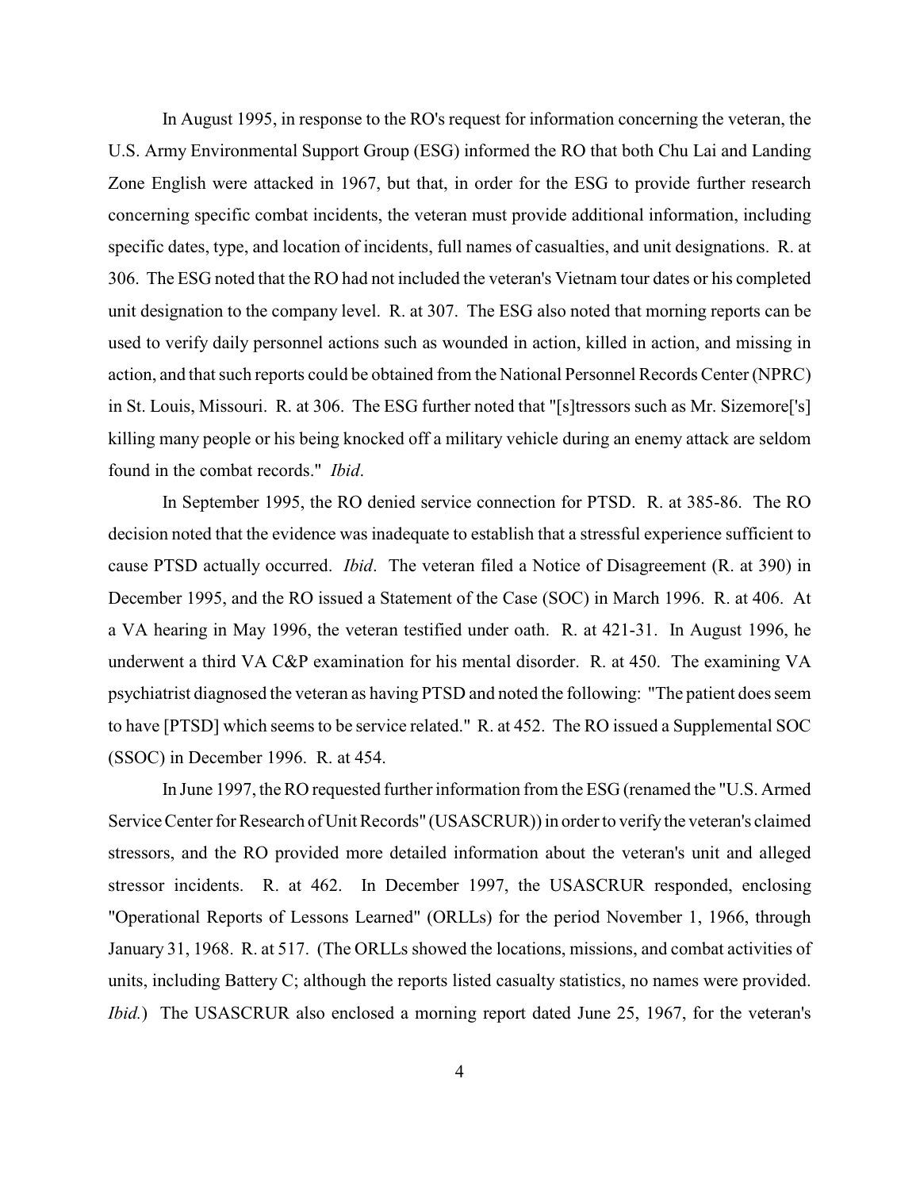In August 1995, in response to the RO's request for information concerning the veteran, the U.S. Army Environmental Support Group (ESG) informed the RO that both Chu Lai and Landing Zone English were attacked in 1967, but that, in order for the ESG to provide further research concerning specific combat incidents, the veteran must provide additional information, including specific dates, type, and location of incidents, full names of casualties, and unit designations. R. at 306. The ESG noted that the RO had not included the veteran's Vietnam tour dates or his completed unit designation to the company level. R. at 307. The ESG also noted that morning reports can be used to verify daily personnel actions such as wounded in action, killed in action, and missing in action, and that such reports could be obtained from the National Personnel Records Center (NPRC) in St. Louis, Missouri. R. at 306. The ESG further noted that "[s]tressors such as Mr. Sizemore['s] killing many people or his being knocked off a military vehicle during an enemy attack are seldom found in the combat records." *Ibid*.

In September 1995, the RO denied service connection for PTSD. R. at 385-86. The RO decision noted that the evidence was inadequate to establish that a stressful experience sufficient to cause PTSD actually occurred. *Ibid*. The veteran filed a Notice of Disagreement (R. at 390) in December 1995, and the RO issued a Statement of the Case (SOC) in March 1996. R. at 406. At a VA hearing in May 1996, the veteran testified under oath. R. at 421-31. In August 1996, he underwent a third VA C&P examination for his mental disorder. R. at 450. The examining VA psychiatrist diagnosed the veteran as having PTSD and noted the following: "The patient does seem to have [PTSD] which seems to be service related." R. at 452. The RO issued a Supplemental SOC (SSOC) in December 1996. R. at 454.

In June 1997, the RO requested further information from the ESG (renamed the "U.S. Armed Service Center for Research of Unit Records" (USASCRUR)) in order to verify the veteran's claimed stressors, and the RO provided more detailed information about the veteran's unit and alleged stressor incidents. R. at 462. In December 1997, the USASCRUR responded, enclosing "Operational Reports of Lessons Learned" (ORLLs) for the period November 1, 1966, through January 31, 1968. R. at 517. (The ORLLs showed the locations, missions, and combat activities of units, including Battery C; although the reports listed casualty statistics, no names were provided. *Ibid.*) The USASCRUR also enclosed a morning report dated June 25, 1967, for the veteran's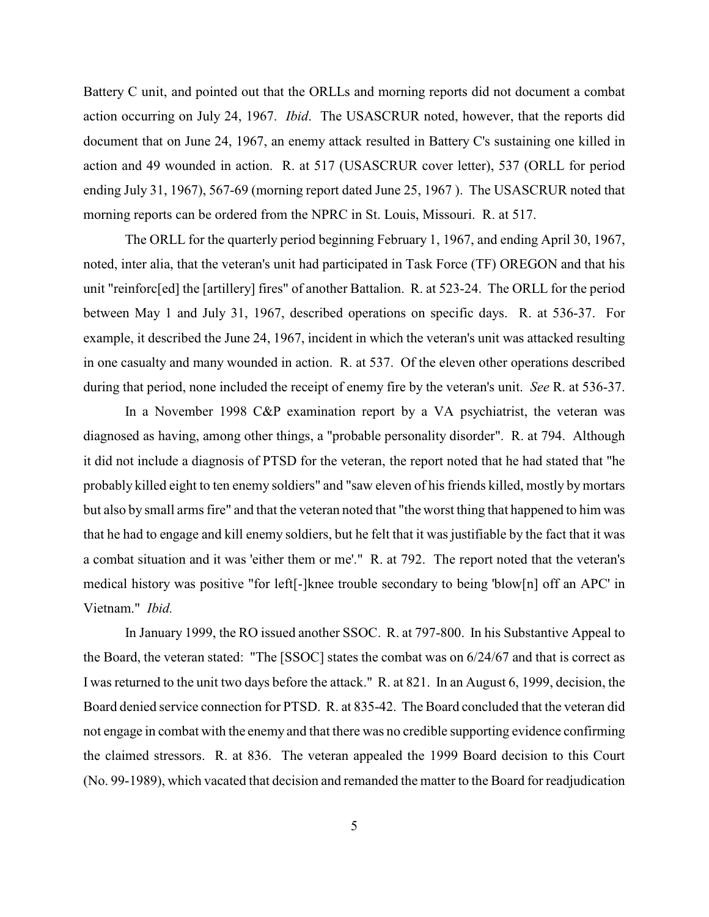Battery C unit, and pointed out that the ORLLs and morning reports did not document a combat action occurring on July 24, 1967. *Ibid*. The USASCRUR noted, however, that the reports did document that on June 24, 1967, an enemy attack resulted in Battery C's sustaining one killed in action and 49 wounded in action. R. at 517 (USASCRUR cover letter), 537 (ORLL for period ending July 31, 1967), 567-69 (morning report dated June 25, 1967 ). The USASCRUR noted that morning reports can be ordered from the NPRC in St. Louis, Missouri. R. at 517.

The ORLL for the quarterly period beginning February 1, 1967, and ending April 30, 1967, noted, inter alia, that the veteran's unit had participated in Task Force (TF) OREGON and that his unit "reinforc[ed] the [artillery] fires" of another Battalion. R. at 523-24. The ORLL for the period between May 1 and July 31, 1967, described operations on specific days. R. at 536-37. For example, it described the June 24, 1967, incident in which the veteran's unit was attacked resulting in one casualty and many wounded in action. R. at 537. Of the eleven other operations described during that period, none included the receipt of enemy fire by the veteran's unit. *See* R. at 536-37.

In a November 1998 C&P examination report by a VA psychiatrist, the veteran was diagnosed as having, among other things, a "probable personality disorder". R. at 794. Although it did not include a diagnosis of PTSD for the veteran, the report noted that he had stated that "he probably killed eight to ten enemy soldiers" and "saw eleven of his friends killed, mostly by mortars but also by small arms fire" and that the veteran noted that "the worst thing that happened to him was that he had to engage and kill enemy soldiers, but he felt that it was justifiable by the fact that it was a combat situation and it was 'either them or me'." R. at 792. The report noted that the veteran's medical history was positive "for left[-]knee trouble secondary to being 'blow[n] off an APC' in Vietnam." *Ibid.*

In January 1999, the RO issued another SSOC. R. at 797-800. In his Substantive Appeal to the Board, the veteran stated: "The [SSOC] states the combat was on 6/24/67 and that is correct as I was returned to the unit two days before the attack." R. at 821. In an August 6, 1999, decision, the Board denied service connection for PTSD. R. at 835-42. The Board concluded that the veteran did not engage in combat with the enemy and that there was no credible supporting evidence confirming the claimed stressors. R. at 836. The veteran appealed the 1999 Board decision to this Court (No. 99-1989), which vacated that decision and remanded the matter to the Board for readjudication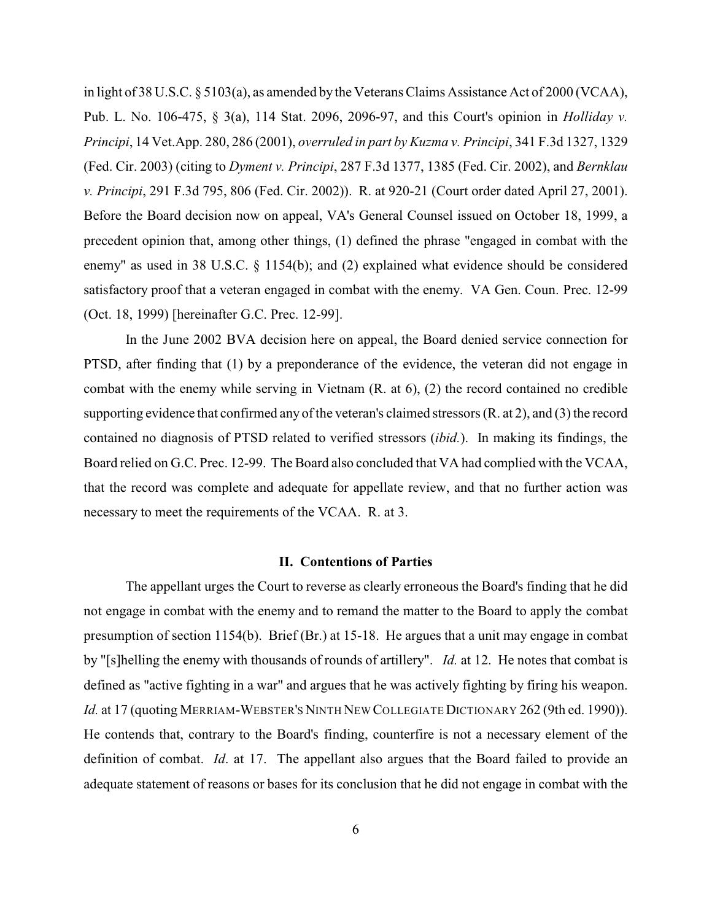in light of 38 U.S.C. § 5103(a), as amended by the Veterans Claims Assistance Act of 2000 (VCAA), Pub. L. No. 106-475, § 3(a), 114 Stat. 2096, 2096-97, and this Court's opinion in *Holliday v. Principi*, 14 Vet.App. 280, 286 (2001), *overruled in part by Kuzma v. Principi*, 341 F.3d 1327, 1329 (Fed. Cir. 2003) (citing to *Dyment v. Principi*, 287 F.3d 1377, 1385 (Fed. Cir. 2002), and *Bernklau v. Principi*, 291 F.3d 795, 806 (Fed. Cir. 2002)). R. at 920-21 (Court order dated April 27, 2001). Before the Board decision now on appeal, VA's General Counsel issued on October 18, 1999, a precedent opinion that, among other things, (1) defined the phrase "engaged in combat with the enemy" as used in 38 U.S.C. § 1154(b); and (2) explained what evidence should be considered satisfactory proof that a veteran engaged in combat with the enemy. VA Gen. Coun. Prec. 12-99 (Oct. 18, 1999) [hereinafter G.C. Prec. 12-99].

In the June 2002 BVA decision here on appeal, the Board denied service connection for PTSD, after finding that (1) by a preponderance of the evidence, the veteran did not engage in combat with the enemy while serving in Vietnam (R. at 6), (2) the record contained no credible supporting evidence that confirmed any of the veteran's claimed stressors (R. at 2), and (3) the record contained no diagnosis of PTSD related to verified stressors (*ibid.*). In making its findings, the Board relied on G.C. Prec. 12-99. The Board also concluded that VA had complied with the VCAA, that the record was complete and adequate for appellate review, and that no further action was necessary to meet the requirements of the VCAA. R. at 3.

## II. Contentions of Parties

The appellant urges the Court to reverse as clearly erroneous the Board's finding that he did not engage in combat with the enemy and to remand the matter to the Board to apply the combat presumption of section 1154(b). Brief (Br.) at 15-18. He argues that a unit may engage in combat by "[s]helling the enemy with thousands of rounds of artillery". *Id.* at 12. He notes that combat is defined as "active fighting in a war" and argues that he was actively fighting by firing his weapon. *Id.* at 17 (quoting MERRIAM-WEBSTER'S NINTH NEW COLLEGIATE DICTIONARY 262 (9th ed. 1990)). He contends that, contrary to the Board's finding, counterfire is not a necessary element of the definition of combat. *Id*. at 17. The appellant also argues that the Board failed to provide an adequate statement of reasons or bases for its conclusion that he did not engage in combat with the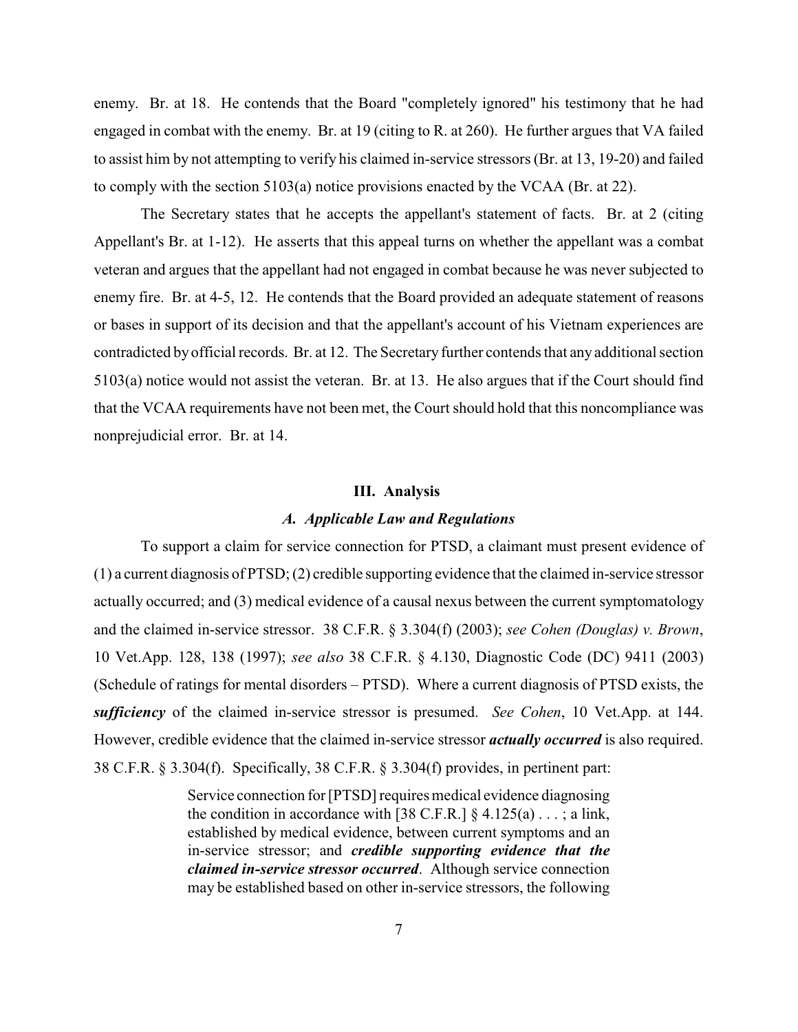enemy. Br. at 18. He contends that the Board "completely ignored" his testimony that he had engaged in combat with the enemy. Br. at 19 (citing to R. at 260). He further argues that VA failed to assist him by not attempting to verify his claimed in-service stressors (Br. at 13, 19-20) and failed to comply with the section 5103(a) notice provisions enacted by the VCAA (Br. at 22).

The Secretary states that he accepts the appellant's statement of facts. Br. at 2 (citing Appellant's Br. at 1-12). He asserts that this appeal turns on whether the appellant was a combat veteran and argues that the appellant had not engaged in combat because he was never subjected to enemy fire. Br. at 4-5, 12. He contends that the Board provided an adequate statement of reasons or bases in support of its decision and that the appellant's account of his Vietnam experiences are contradicted by official records. Br. at 12. The Secretary further contends that any additional section 5103(a) notice would not assist the veteran. Br. at 13. He also argues that if the Court should find that the VCAA requirements have not been met, the Court should hold that this noncompliance was nonprejudicial error. Br. at 14.

## III. Analysis

### *A. Applicable Law and Regulations*

To support a claim for service connection for PTSD, a claimant must present evidence of (1) a current diagnosis of PTSD; (2) credible supporting evidence that the claimed in-service stressor actually occurred; and (3) medical evidence of a causal nexus between the current symptomatology and the claimed in-service stressor. 38 C.F.R. § 3.304(f) (2003); *see Cohen (Douglas) v. Brown*, 10 Vet.App. 128, 138 (1997); *see also* 38 C.F.R. § 4.130, Diagnostic Code (DC) 9411 (2003) (Schedule of ratings for mental disorders – PTSD). Where a current diagnosis of PTSD exists, the ***sufficiency*** of the claimed in-service stressor is presumed. *See Cohen*, 10 Vet.App. at 144. However, credible evidence that the claimed in-service stressor ***actually occurred*** is also required. 38 C.F.R. § 3.304(f). Specifically, 38 C.F.R. § 3.304(f) provides, in pertinent part:

> Service connection for [PTSD] requires medical evidence diagnosing the condition in accordance with [38 C.F.R.] § 4.125(a) . . . ; a link, established by medical evidence, between current symptoms and an in-service stressor; and ***credible supporting evidence that the claimed in-service stressor occurred***. Although service connection may be established based on other in-service stressors, the following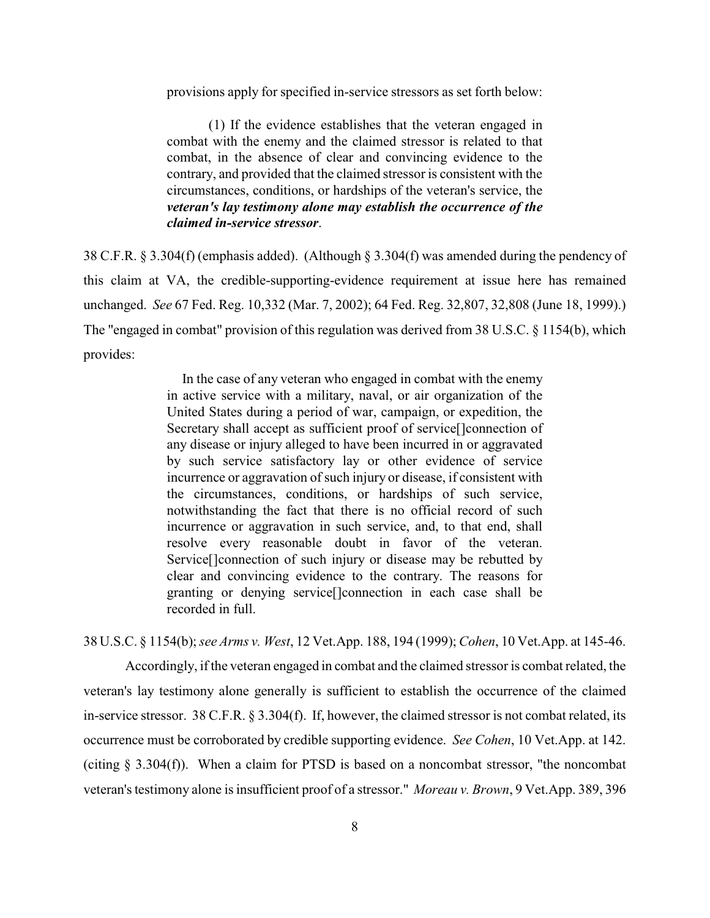provisions apply for specified in-service stressors as set forth below:

> (1) If the evidence establishes that the veteran engaged in combat with the enemy and the claimed stressor is related to that combat, in the absence of clear and convincing evidence to the contrary, and provided that the claimed stressor is consistent with the circumstances, conditions, or hardships of the veteran's service, the ***veteran's lay testimony alone may establish the occurrence of the claimed in-service stressor***.

38 C.F.R. § 3.304(f) (emphasis added). (Although § 3.304(f) was amended during the pendency of this claim at VA, the credible-supporting-evidence requirement at issue here has remained unchanged. *See* 67 Fed. Reg. 10,332 (Mar. 7, 2002); 64 Fed. Reg. 32,807, 32,808 (June 18, 1999).) The "engaged in combat" provision of this regulation was derived from 38 U.S.C. § 1154(b), which provides:

> In the case of any veteran who engaged in combat with the enemy in active service with a military, naval, or air organization of the United States during a period of war, campaign, or expedition, the Secretary shall accept as sufficient proof of service[]connection of any disease or injury alleged to have been incurred in or aggravated by such service satisfactory lay or other evidence of service incurrence or aggravation of such injury or disease, if consistent with the circumstances, conditions, or hardships of such service, notwithstanding the fact that there is no official record of such incurrence or aggravation in such service, and, to that end, shall resolve every reasonable doubt in favor of the veteran. Service[]connection of such injury or disease may be rebutted by clear and convincing evidence to the contrary. The reasons for granting or denying service[]connection in each case shall be recorded in full.

38 U.S.C. § 1154(b); *see Arms v. West*, 12 Vet.App. 188, 194 (1999); *Cohen*, 10 Vet.App. at 145-46.

Accordingly, if the veteran engaged in combat and the claimed stressor is combat related, the veteran's lay testimony alone generally is sufficient to establish the occurrence of the claimed in-service stressor. 38 C.F.R. § 3.304(f). If, however, the claimed stressor is not combat related, its occurrence must be corroborated by credible supporting evidence. *See Cohen*, 10 Vet.App. at 142. (citing § 3.304(f)). When a claim for PTSD is based on a noncombat stressor, "the noncombat veteran's testimony alone is insufficient proof of a stressor." *Moreau v. Brown*, 9 Vet.App. 389, 396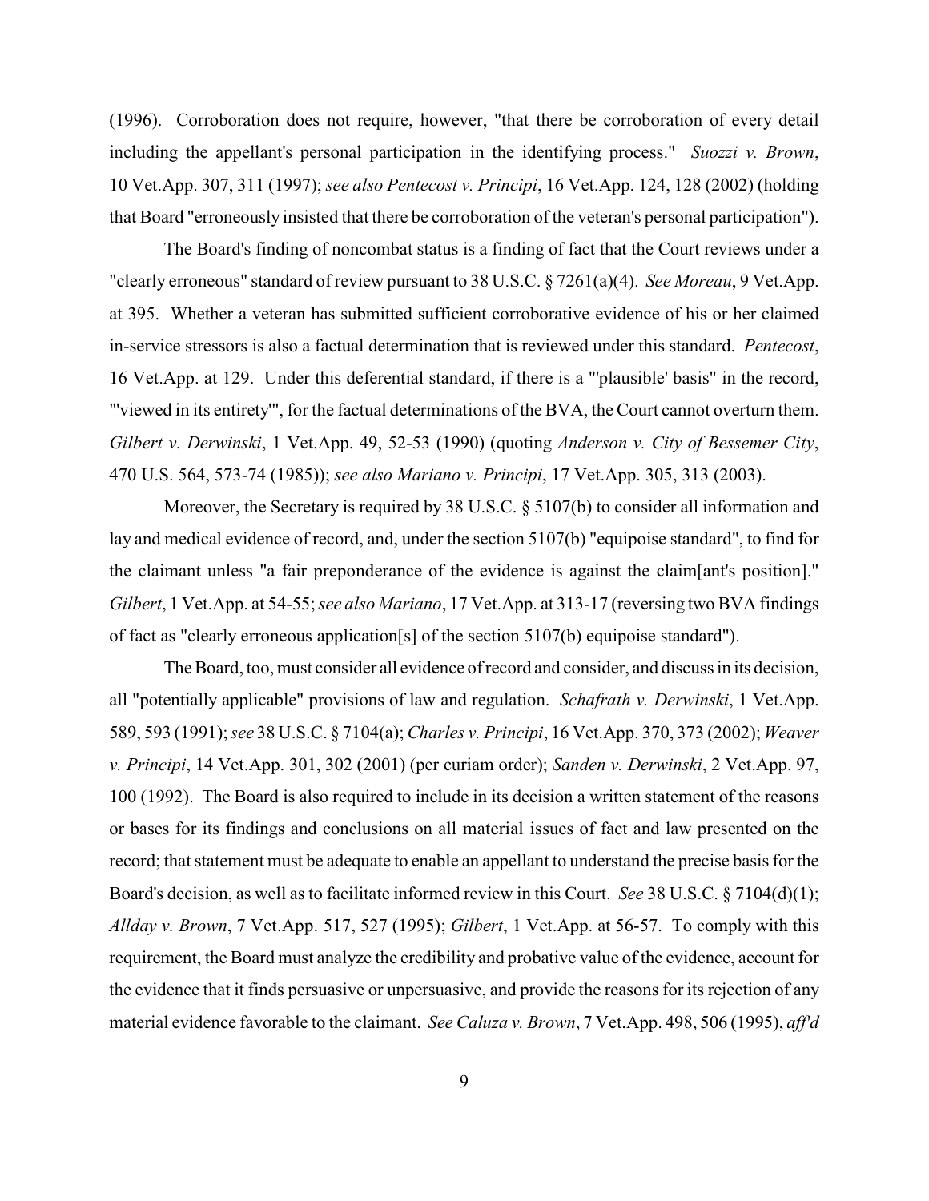(1996). Corroboration does not require, however, "that there be corroboration of every detail including the appellant's personal participation in the identifying process." *Suozzi v. Brown*, 10 Vet.App. 307, 311 (1997); *see also Pentecost v. Principi*, 16 Vet.App. 124, 128 (2002) (holding that Board "erroneously insisted that there be corroboration of the veteran's personal participation").

The Board's finding of noncombat status is a finding of fact that the Court reviews under a "clearly erroneous" standard of review pursuant to 38 U.S.C. § 7261(a)(4). *See Moreau*, 9 Vet.App. at 395. Whether a veteran has submitted sufficient corroborative evidence of his or her claimed in-service stressors is also a factual determination that is reviewed under this standard. *Pentecost*, 16 Vet.App. at 129. Under this deferential standard, if there is a "'plausible' basis" in the record, "'viewed in its entirety'", for the factual determinations of the BVA, the Court cannot overturn them. *Gilbert v. Derwinski*, 1 Vet.App. 49, 52-53 (1990) (quoting *Anderson v. City of Bessemer City*, 470 U.S. 564, 573-74 (1985)); *see also Mariano v. Principi*, 17 Vet.App. 305, 313 (2003).

Moreover, the Secretary is required by 38 U.S.C. § 5107(b) to consider all information and lay and medical evidence of record, and, under the section 5107(b) "equipoise standard", to find for the claimant unless "a fair preponderance of the evidence is against the claim[ant's position]." *Gilbert*, 1 Vet.App. at 54-55; *see also Mariano*, 17 Vet.App. at 313-17 (reversing two BVA findings of fact as "clearly erroneous application[s] of the section 5107(b) equipoise standard").

The Board, too, must consider all evidence of record and consider, and discuss in its decision, all "potentially applicable" provisions of law and regulation. *Schafrath v. Derwinski*, 1 Vet.App. 589, 593 (1991); *see* 38 U.S.C. § 7104(a); *Charles v. Principi*, 16 Vet.App. 370, 373 (2002); *Weaver v. Principi*, 14 Vet.App. 301, 302 (2001) (per curiam order); *Sanden v. Derwinski*, 2 Vet.App. 97, 100 (1992). The Board is also required to include in its decision a written statement of the reasons or bases for its findings and conclusions on all material issues of fact and law presented on the record; that statement must be adequate to enable an appellant to understand the precise basis for the Board's decision, as well as to facilitate informed review in this Court. *See* 38 U.S.C. § 7104(d)(1); *Allday v. Brown*, 7 Vet.App. 517, 527 (1995); *Gilbert*, 1 Vet.App. at 56-57. To comply with this requirement, the Board must analyze the credibility and probative value of the evidence, account for the evidence that it finds persuasive or unpersuasive, and provide the reasons for its rejection of any material evidence favorable to the claimant. *See Caluza v. Brown*, 7 Vet.App. 498, 506 (1995), *aff'd*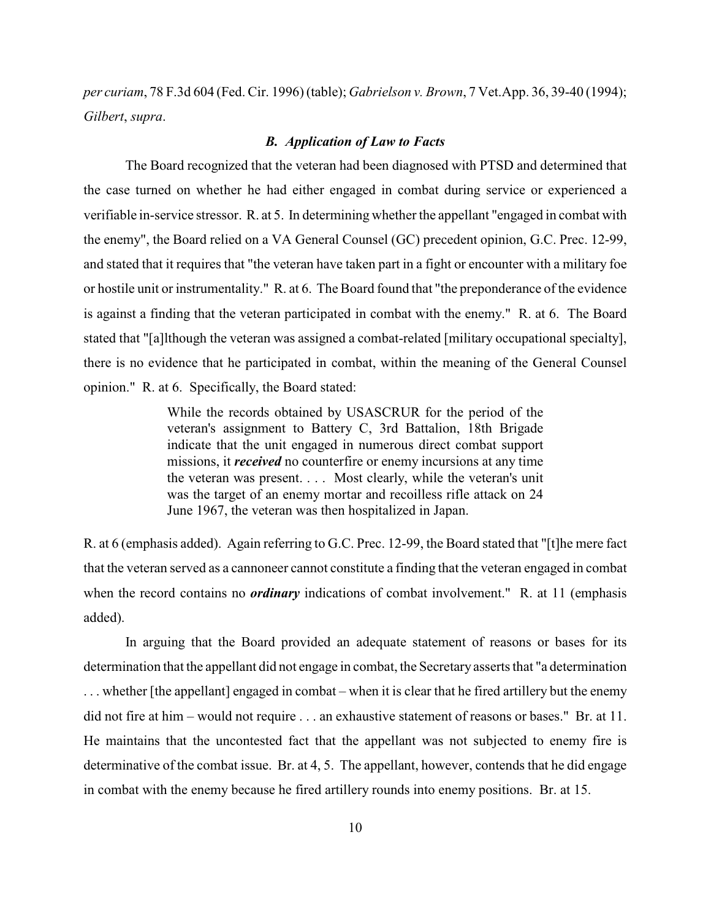*per curiam*, 78 F.3d 604 (Fed. Cir. 1996) (table); *Gabrielson v. Brown*, 7 Vet.App. 36, 39-40 (1994); *Gilbert*, *supra*.

### *B. Application of Law to Facts*

The Board recognized that the veteran had been diagnosed with PTSD and determined that the case turned on whether he had either engaged in combat during service or experienced a verifiable in-service stressor. R. at 5. In determining whether the appellant "engaged in combat with the enemy", the Board relied on a VA General Counsel (GC) precedent opinion, G.C. Prec. 12-99, and stated that it requires that "the veteran have taken part in a fight or encounter with a military foe or hostile unit or instrumentality." R. at 6. The Board found that "the preponderance of the evidence is against a finding that the veteran participated in combat with the enemy." R. at 6. The Board stated that "[a]lthough the veteran was assigned a combat-related [military occupational specialty], there is no evidence that he participated in combat, within the meaning of the General Counsel opinion." R. at 6. Specifically, the Board stated:

> While the records obtained by USASCRUR for the period of the veteran's assignment to Battery C, 3rd Battalion, 18th Brigade indicate that the unit engaged in numerous direct combat support missions, it ***received*** no counterfire or enemy incursions at any time the veteran was present. . . . Most clearly, while the veteran's unit was the target of an enemy mortar and recoilless rifle attack on 24 June 1967, the veteran was then hospitalized in Japan.

R. at 6 (emphasis added). Again referring to G.C. Prec. 12-99, the Board stated that "[t]he mere fact that the veteran served as a cannoneer cannot constitute a finding that the veteran engaged in combat when the record contains no ***ordinary*** indications of combat involvement." R. at 11 (emphasis added).

In arguing that the Board provided an adequate statement of reasons or bases for its determination that the appellant did not engage in combat, the Secretary asserts that "a determination . . . whether [the appellant] engaged in combat – when it is clear that he fired artillery but the enemy did not fire at him – would not require . . . an exhaustive statement of reasons or bases." Br. at 11. He maintains that the uncontested fact that the appellant was not subjected to enemy fire is determinative of the combat issue. Br. at 4, 5. The appellant, however, contends that he did engage in combat with the enemy because he fired artillery rounds into enemy positions. Br. at 15.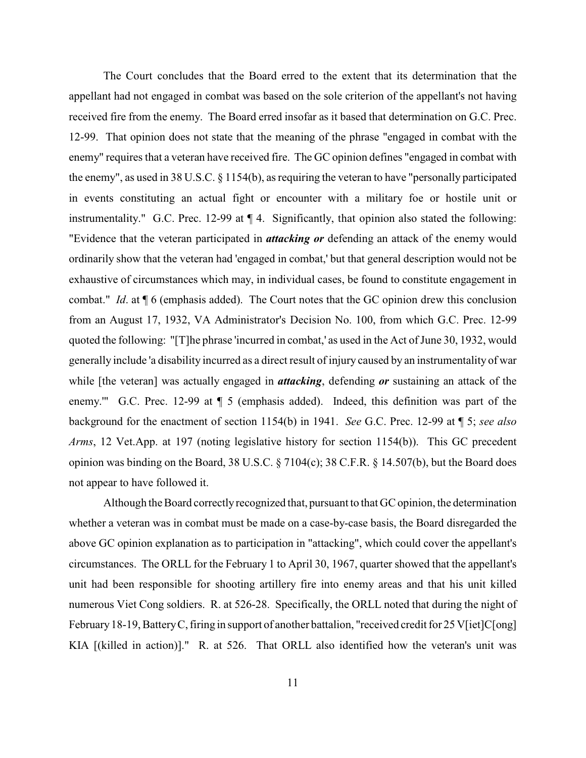The Court concludes that the Board erred to the extent that its determination that the appellant had not engaged in combat was based on the sole criterion of the appellant's not having received fire from the enemy. The Board erred insofar as it based that determination on G.C. Prec. 12-99. That opinion does not state that the meaning of the phrase "engaged in combat with the enemy" requires that a veteran have received fire. The GC opinion defines "engaged in combat with the enemy", as used in 38 U.S.C. § 1154(b), as requiring the veteran to have "personally participated in events constituting an actual fight or encounter with a military foe or hostile unit or instrumentality." G.C. Prec. 12-99 at ¶ 4. Significantly, that opinion also stated the following: "Evidence that the veteran participated in ***attacking or*** defending an attack of the enemy would ordinarily show that the veteran had 'engaged in combat,' but that general description would not be exhaustive of circumstances which may, in individual cases, be found to constitute engagement in combat." *Id*. at ¶ 6 (emphasis added). The Court notes that the GC opinion drew this conclusion from an August 17, 1932, VA Administrator's Decision No. 100, from which G.C. Prec. 12-99 quoted the following: "[T]he phrase 'incurred in combat,' as used in the Act of June 30, 1932, would generally include 'a disability incurred as a direct result of injury caused by an instrumentality of war while [the veteran] was actually engaged in ***attacking***, defending ***or*** sustaining an attack of the enemy.'" G.C. Prec. 12-99 at ¶ 5 (emphasis added). Indeed, this definition was part of the background for the enactment of section 1154(b) in 1941. *See* G.C. Prec. 12-99 at ¶ 5; *see also Arms*, 12 Vet.App. at 197 (noting legislative history for section 1154(b)). This GC precedent opinion was binding on the Board, 38 U.S.C. § 7104(c); 38 C.F.R. § 14.507(b), but the Board does not appear to have followed it.

Although the Board correctly recognized that, pursuant to that GC opinion, the determination whether a veteran was in combat must be made on a case-by-case basis, the Board disregarded the above GC opinion explanation as to participation in "attacking", which could cover the appellant's circumstances. The ORLL for the February 1 to April 30, 1967, quarter showed that the appellant's unit had been responsible for shooting artillery fire into enemy areas and that his unit killed numerous Viet Cong soldiers. R. at 526-28. Specifically, the ORLL noted that during the night of February 18-19, Battery C, firing in support of another battalion, "received credit for 25 V[iet]C[ong] KIA [(killed in action)]." R. at 526. That ORLL also identified how the veteran's unit was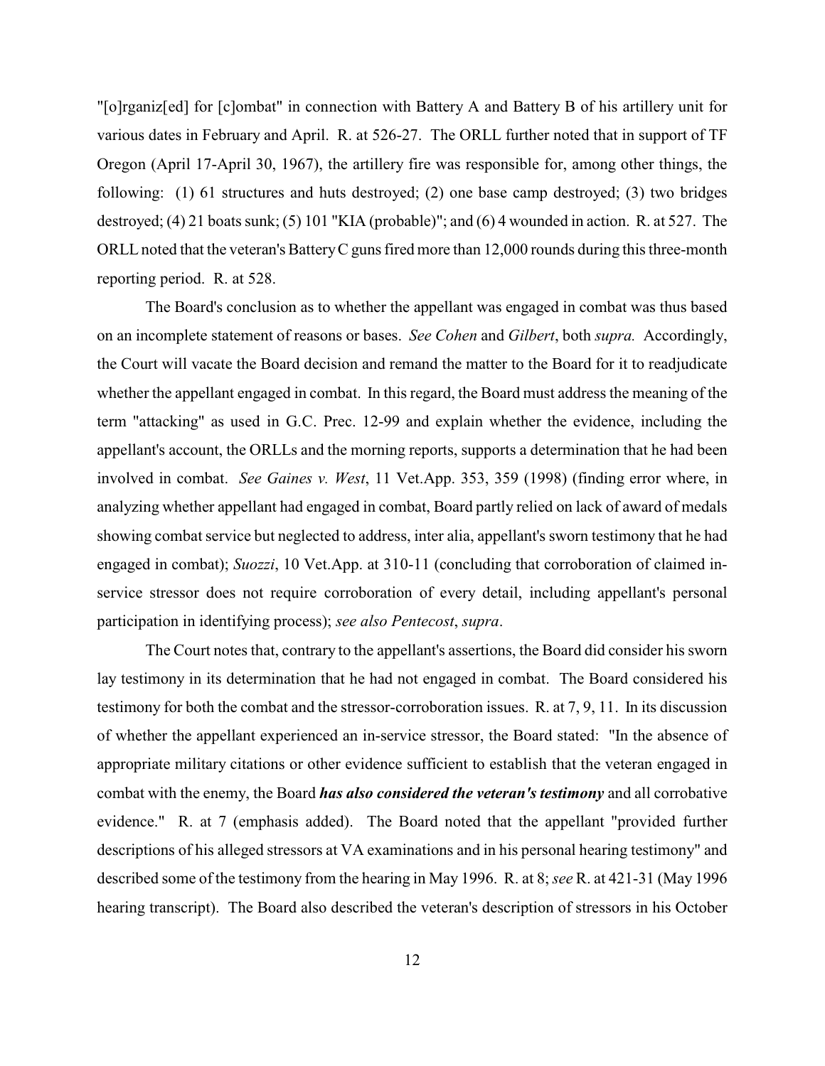"[o]rganiz[ed] for [c]ombat" in connection with Battery A and Battery B of his artillery unit for various dates in February and April. R. at 526-27. The ORLL further noted that in support of TF Oregon (April 17-April 30, 1967), the artillery fire was responsible for, among other things, the following: (1) 61 structures and huts destroyed; (2) one base camp destroyed; (3) two bridges destroyed; (4) 21 boats sunk; (5) 101 "KIA (probable)"; and (6) 4 wounded in action. R. at 527. The ORLL noted that the veteran's Battery C guns fired more than 12,000 rounds during this three-month reporting period. R. at 528.

The Board's conclusion as to whether the appellant was engaged in combat was thus based on an incomplete statement of reasons or bases. *See Cohen* and *Gilbert*, both *supra.* Accordingly, the Court will vacate the Board decision and remand the matter to the Board for it to readjudicate whether the appellant engaged in combat. In this regard, the Board must address the meaning of the term "attacking" as used in G.C. Prec. 12-99 and explain whether the evidence, including the appellant's account, the ORLLs and the morning reports, supports a determination that he had been involved in combat. *See Gaines v. West*, 11 Vet.App. 353, 359 (1998) (finding error where, in analyzing whether appellant had engaged in combat, Board partly relied on lack of award of medals showing combat service but neglected to address, inter alia, appellant's sworn testimony that he had engaged in combat); *Suozzi*, 10 Vet.App. at 310-11 (concluding that corroboration of claimed in-service stressor does not require corroboration of every detail, including appellant's personal participation in identifying process); *see also Pentecost*, *supra*.

The Court notes that, contrary to the appellant's assertions, the Board did consider his sworn lay testimony in its determination that he had not engaged in combat. The Board considered his testimony for both the combat and the stressor-corroboration issues. R. at 7, 9, 11. In its discussion of whether the appellant experienced an in-service stressor, the Board stated: "In the absence of appropriate military citations or other evidence sufficient to establish that the veteran engaged in combat with the enemy, the Board ***has also considered the veteran's testimony*** and all corrobative evidence." R. at 7 (emphasis added). The Board noted that the appellant "provided further descriptions of his alleged stressors at VA examinations and in his personal hearing testimony" and described some of the testimony from the hearing in May 1996. R. at 8; *see* R. at 421-31 (May 1996 hearing transcript). The Board also described the veteran's description of stressors in his October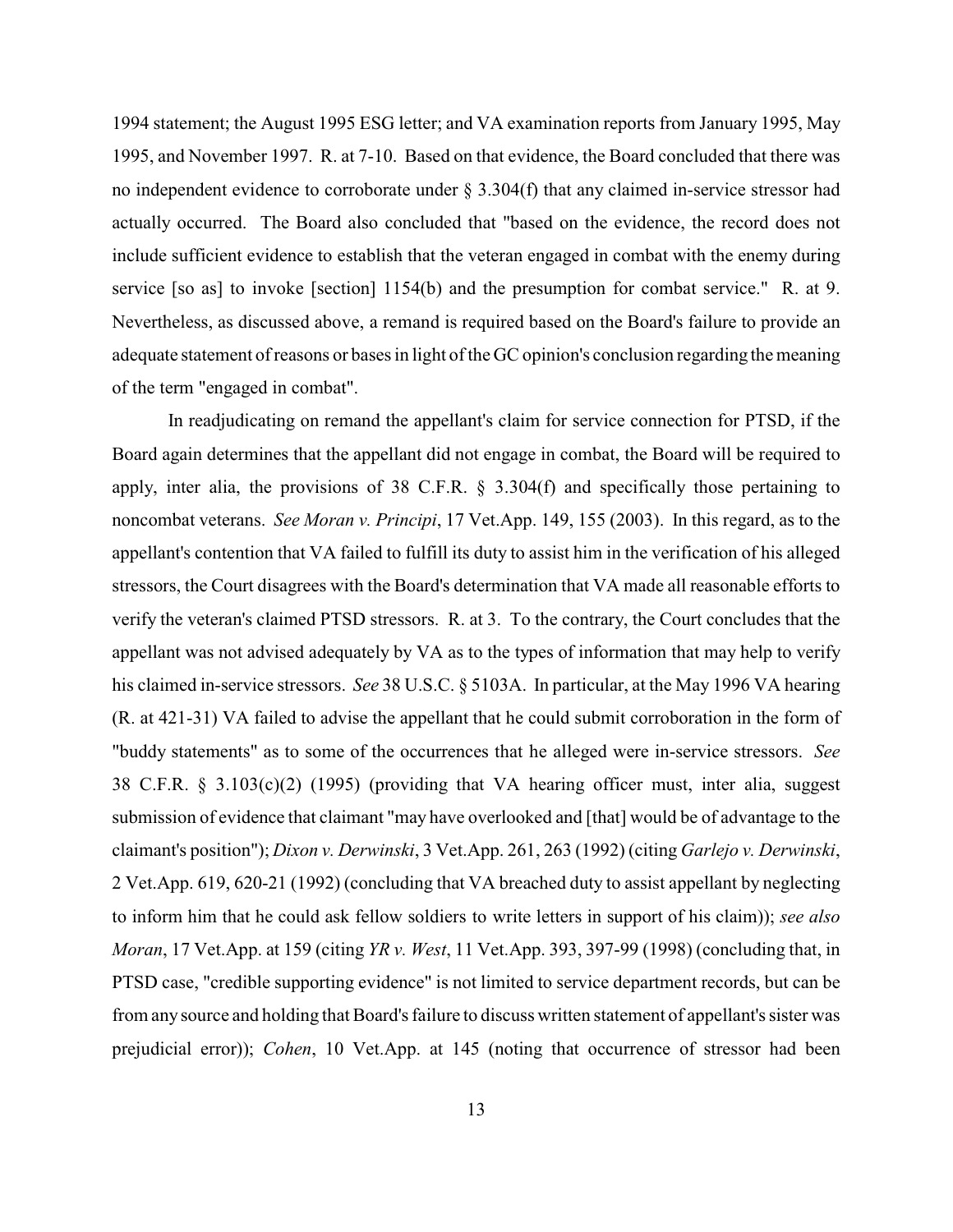1994 statement; the August 1995 ESG letter; and VA examination reports from January 1995, May 1995, and November 1997. R. at 7-10. Based on that evidence, the Board concluded that there was no independent evidence to corroborate under § 3.304(f) that any claimed in-service stressor had actually occurred. The Board also concluded that "based on the evidence, the record does not include sufficient evidence to establish that the veteran engaged in combat with the enemy during service [so as] to invoke [section] 1154(b) and the presumption for combat service." R. at 9. Nevertheless, as discussed above, a remand is required based on the Board's failure to provide an adequate statement of reasons or bases in light of the GC opinion's conclusion regarding the meaning of the term "engaged in combat".

In readjudicating on remand the appellant's claim for service connection for PTSD, if the Board again determines that the appellant did not engage in combat, the Board will be required to apply, inter alia, the provisions of 38 C.F.R. § 3.304(f) and specifically those pertaining to noncombat veterans. *See Moran v. Principi*, 17 Vet.App. 149, 155 (2003). In this regard, as to the appellant's contention that VA failed to fulfill its duty to assist him in the verification of his alleged stressors, the Court disagrees with the Board's determination that VA made all reasonable efforts to verify the veteran's claimed PTSD stressors. R. at 3. To the contrary, the Court concludes that the appellant was not advised adequately by VA as to the types of information that may help to verify his claimed in-service stressors. *See* 38 U.S.C. § 5103A. In particular, at the May 1996 VA hearing (R. at 421-31) VA failed to advise the appellant that he could submit corroboration in the form of "buddy statements" as to some of the occurrences that he alleged were in-service stressors. *See* 38 C.F.R. § 3.103(c)(2) (1995) (providing that VA hearing officer must, inter alia, suggest submission of evidence that claimant "may have overlooked and [that] would be of advantage to the claimant's position"); *Dixon v. Derwinski*, 3 Vet.App. 261, 263 (1992) (citing *Garlejo v. Derwinski*, 2 Vet.App. 619, 620-21 (1992) (concluding that VA breached duty to assist appellant by neglecting to inform him that he could ask fellow soldiers to write letters in support of his claim)); *see also Moran*, 17 Vet.App. at 159 (citing *YR v. West*, 11 Vet.App. 393, 397-99 (1998) (concluding that, in PTSD case, "credible supporting evidence" is not limited to service department records, but can be from any source and holding that Board's failure to discuss written statement of appellant's sister was prejudicial error)); *Cohen*, 10 Vet.App. at 145 (noting that occurrence of stressor had been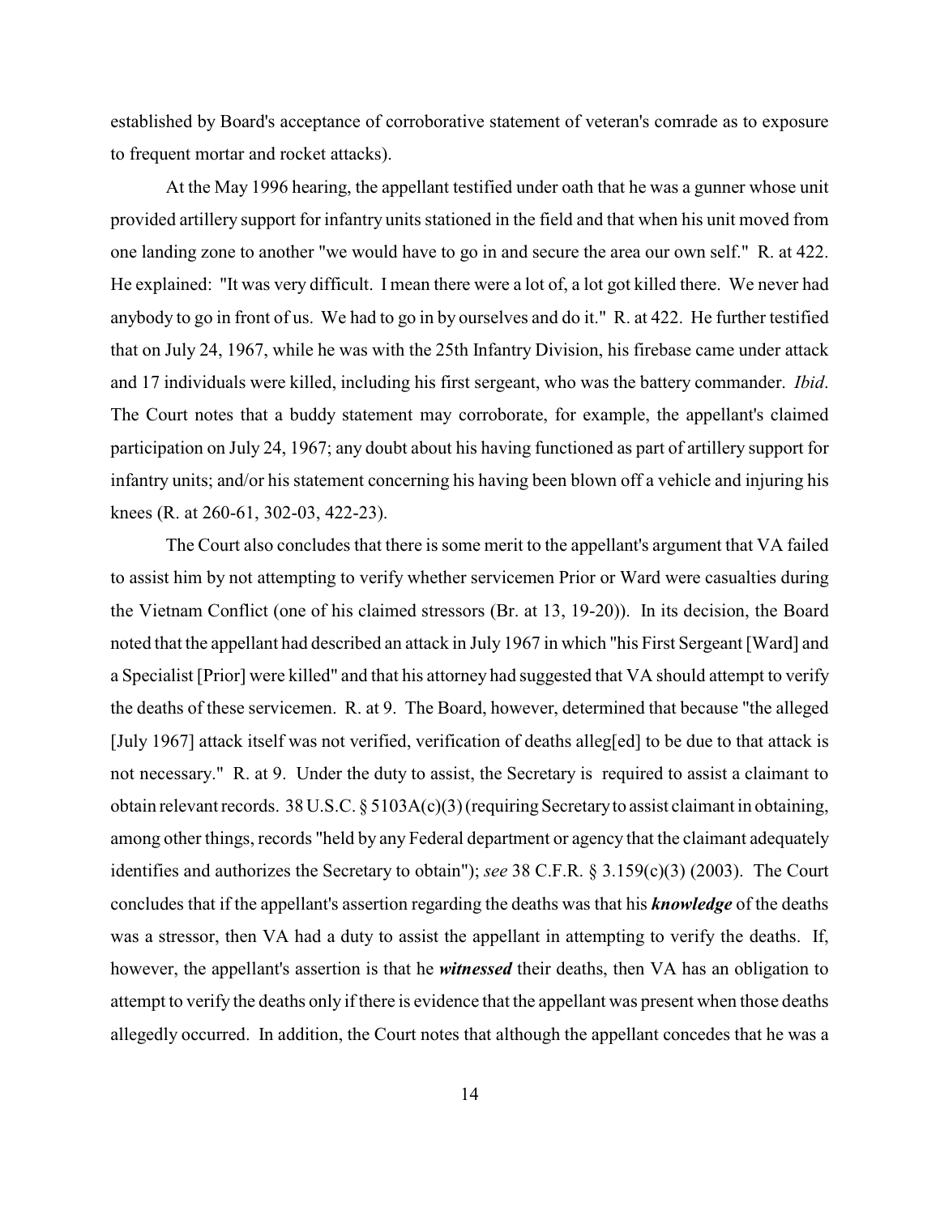established by Board's acceptance of corroborative statement of veteran's comrade as to exposure to frequent mortar and rocket attacks).

At the May 1996 hearing, the appellant testified under oath that he was a gunner whose unit provided artillery support for infantry units stationed in the field and that when his unit moved from one landing zone to another "we would have to go in and secure the area our own self." R. at 422. He explained: "It was very difficult. I mean there were a lot of, a lot got killed there. We never had anybody to go in front of us. We had to go in by ourselves and do it." R. at 422. He further testified that on July 24, 1967, while he was with the 25th Infantry Division, his firebase came under attack and 17 individuals were killed, including his first sergeant, who was the battery commander. *Ibid*. The Court notes that a buddy statement may corroborate, for example, the appellant's claimed participation on July 24, 1967; any doubt about his having functioned as part of artillery support for infantry units; and/or his statement concerning his having been blown off a vehicle and injuring his knees (R. at 260-61, 302-03, 422-23).

The Court also concludes that there is some merit to the appellant's argument that VA failed to assist him by not attempting to verify whether servicemen Prior or Ward were casualties during the Vietnam Conflict (one of his claimed stressors (Br. at 13, 19-20)). In its decision, the Board noted that the appellant had described an attack in July 1967 in which "his First Sergeant [Ward] and a Specialist [Prior] were killed" and that his attorney had suggested that VA should attempt to verify the deaths of these servicemen. R. at 9. The Board, however, determined that because "the alleged [July 1967] attack itself was not verified, verification of deaths alleg[ed] to be due to that attack is not necessary." R. at 9. Under the duty to assist, the Secretary is required to assist a claimant to obtain relevant records. 38 U.S.C. § 5103A(c)(3) (requiring Secretary to assist claimant in obtaining, among other things, records "held by any Federal department or agency that the claimant adequately identifies and authorizes the Secretary to obtain"); *see* 38 C.F.R. § 3.159(c)(3) (2003). The Court concludes that if the appellant's assertion regarding the deaths was that his ***knowledge*** of the deaths was a stressor, then VA had a duty to assist the appellant in attempting to verify the deaths. If, however, the appellant's assertion is that he ***witnessed*** their deaths, then VA has an obligation to attempt to verify the deaths only if there is evidence that the appellant was present when those deaths allegedly occurred. In addition, the Court notes that although the appellant concedes that he was a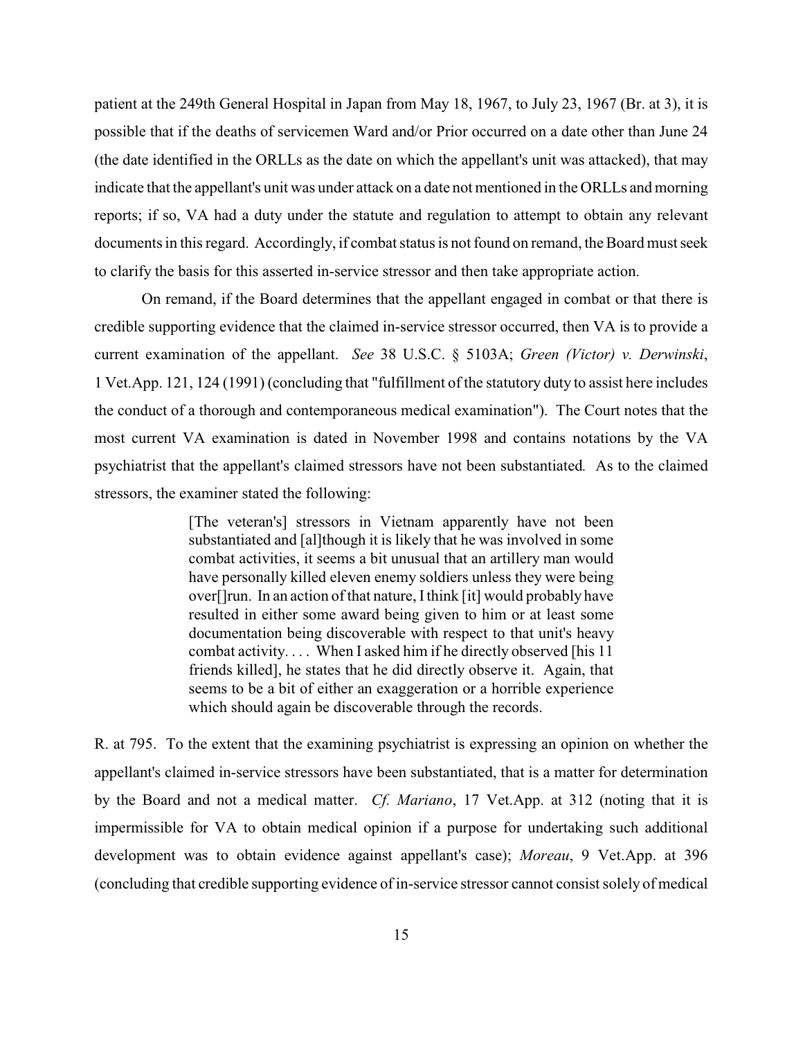patient at the 249th General Hospital in Japan from May 18, 1967, to July 23, 1967 (Br. at 3), it is possible that if the deaths of servicemen Ward and/or Prior occurred on a date other than June 24 (the date identified in the ORLLs as the date on which the appellant's unit was attacked), that may indicate that the appellant's unit was under attack on a date not mentioned in the ORLLs and morning reports; if so, VA had a duty under the statute and regulation to attempt to obtain any relevant documents in this regard. Accordingly, if combat status is not found on remand, the Board must seek to clarify the basis for this asserted in-service stressor and then take appropriate action.

On remand, if the Board determines that the appellant engaged in combat or that there is credible supporting evidence that the claimed in-service stressor occurred, then VA is to provide a current examination of the appellant. *See* 38 U.S.C. § 5103A; *Green (Victor) v. Derwinski*, 1 Vet.App. 121, 124 (1991) (concluding that "fulfillment of the statutory duty to assist here includes the conduct of a thorough and contemporaneous medical examination"). The Court notes that the most current VA examination is dated in November 1998 and contains notations by the VA psychiatrist that the appellant's claimed stressors have not been substantiated. As to the claimed stressors, the examiner stated the following:

> [The veteran's] stressors in Vietnam apparently have not been substantiated and [al]though it is likely that he was involved in some combat activities, it seems a bit unusual that an artillery man would have personally killed eleven enemy soldiers unless they were being over[]run. In an action of that nature, I think [it] would probably have resulted in either some award being given to him or at least some documentation being discoverable with respect to that unit's heavy combat activity. . . . When I asked him if he directly observed [his 11 friends killed], he states that he did directly observe it. Again, that seems to be a bit of either an exaggeration or a horrible experience which should again be discoverable through the records.

R. at 795. To the extent that the examining psychiatrist is expressing an opinion on whether the appellant's claimed in-service stressors have been substantiated, that is a matter for determination by the Board and not a medical matter. *Cf. Mariano*, 17 Vet.App. at 312 (noting that it is impermissible for VA to obtain medical opinion if a purpose for undertaking such additional development was to obtain evidence against appellant's case); *Moreau*, 9 Vet.App. at 396 (concluding that credible supporting evidence of in-service stressor cannot consist solely of medical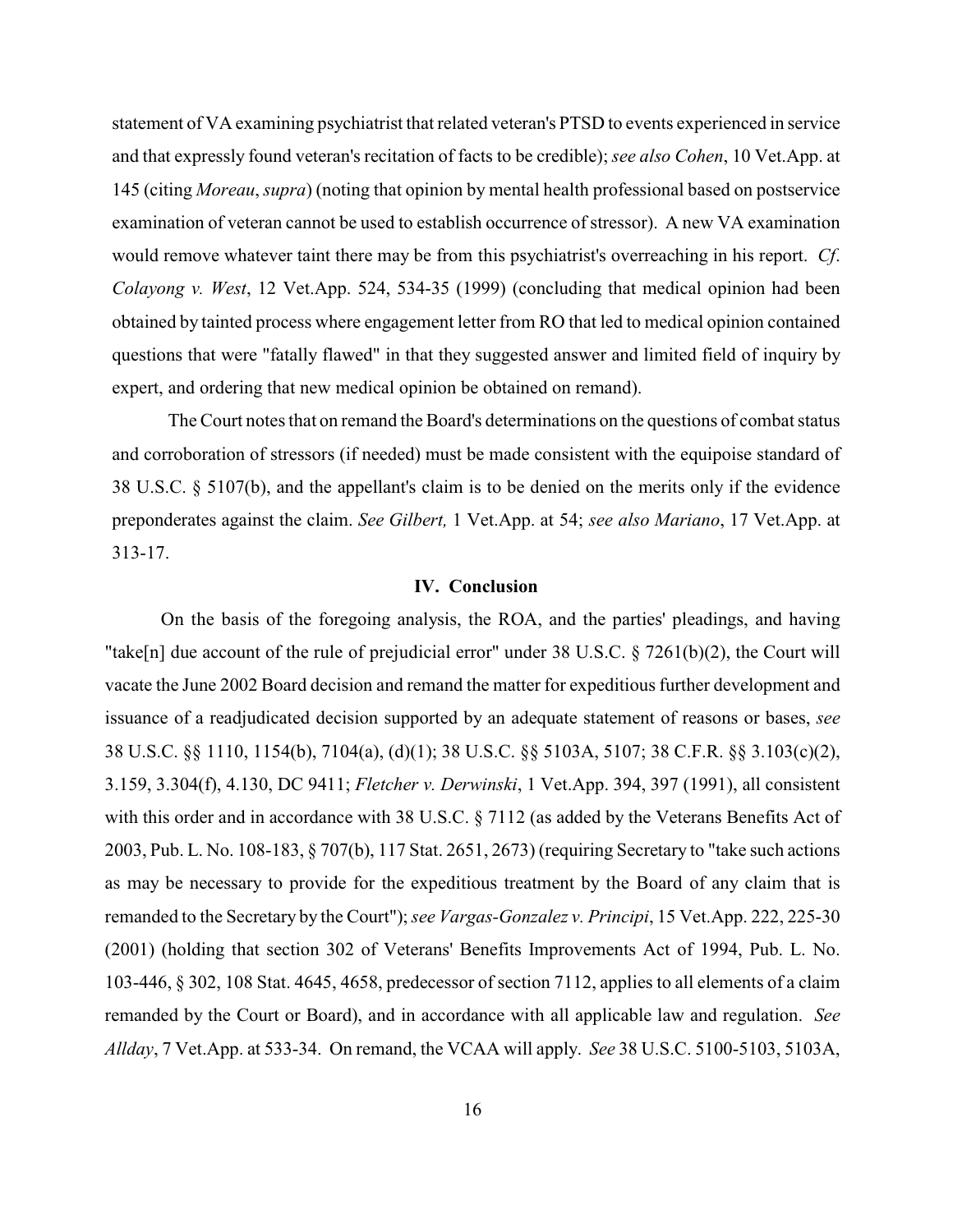statement of VA examining psychiatrist that related veteran's PTSD to events experienced in service and that expressly found veteran's recitation of facts to be credible); *see also Cohen*, 10 Vet.App. at 145 (citing *Moreau*, *supra*) (noting that opinion by mental health professional based on postservice examination of veteran cannot be used to establish occurrence of stressor). A new VA examination would remove whatever taint there may be from this psychiatrist's overreaching in his report. *Cf*. *Colayong v. West*, 12 Vet.App. 524, 534-35 (1999) (concluding that medical opinion had been obtained by tainted process where engagement letter from RO that led to medical opinion contained questions that were "fatally flawed" in that they suggested answer and limited field of inquiry by expert, and ordering that new medical opinion be obtained on remand).

The Court notes that on remand the Board's determinations on the questions of combat status and corroboration of stressors (if needed) must be made consistent with the equipoise standard of 38 U.S.C. § 5107(b), and the appellant's claim is to be denied on the merits only if the evidence preponderates against the claim. *See Gilbert,* 1 Vet.App. at 54; *see also Mariano*, 17 Vet.App. at 313-17.

**IV. Conclusion**

On the basis of the foregoing analysis, the ROA, and the parties' pleadings, and having "take[n] due account of the rule of prejudicial error" under 38 U.S.C. § 7261(b)(2), the Court will vacate the June 2002 Board decision and remand the matter for expeditious further development and issuance of a readjudicated decision supported by an adequate statement of reasons or bases, *see* 38 U.S.C. §§ 1110, 1154(b), 7104(a), (d)(1); 38 U.S.C. §§ 5103A, 5107; 38 C.F.R. §§ 3.103(c)(2), 3.159, 3.304(f), 4.130, DC 9411; *Fletcher v. Derwinski*, 1 Vet.App. 394, 397 (1991), all consistent with this order and in accordance with 38 U.S.C. § 7112 (as added by the Veterans Benefits Act of 2003, Pub. L. No. 108-183, § 707(b), 117 Stat. 2651, 2673) (requiring Secretary to "take such actions as may be necessary to provide for the expeditious treatment by the Board of any claim that is remanded to the Secretary by the Court"); *see Vargas-Gonzalez v. Principi*, 15 Vet.App. 222, 225-30 (2001) (holding that section 302 of Veterans' Benefits Improvements Act of 1994, Pub. L. No. 103-446, § 302, 108 Stat. 4645, 4658, predecessor of section 7112, applies to all elements of a claim remanded by the Court or Board), and in accordance with all applicable law and regulation. *See Allday*, 7 Vet.App. at 533-34. On remand, the VCAA will apply. *See* 38 U.S.C. 5100-5103, 5103A,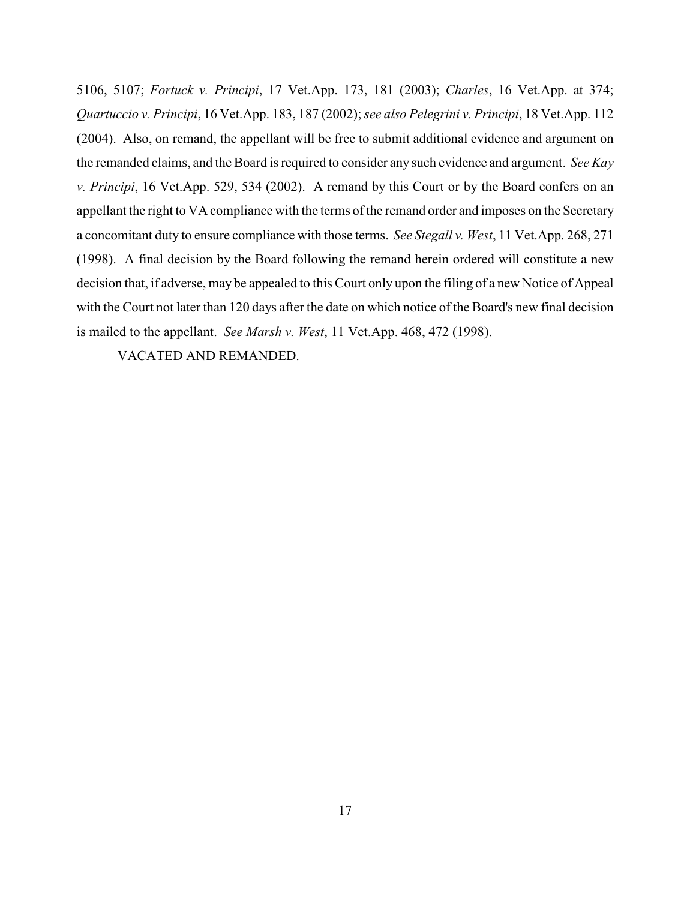5106, 5107; *Fortuck v. Principi*, 17 Vet.App. 173, 181 (2003); *Charles*, 16 Vet.App. at 374; *Quartuccio v. Principi*, 16 Vet.App. 183, 187 (2002); *see also Pelegrini v. Principi*, 18 Vet.App. 112 (2004). Also, on remand, the appellant will be free to submit additional evidence and argument on the remanded claims, and the Board is required to consider any such evidence and argument. *See Kay v. Principi*, 16 Vet.App. 529, 534 (2002). A remand by this Court or by the Board confers on an appellant the right to VA compliance with the terms of the remand order and imposes on the Secretary a concomitant duty to ensure compliance with those terms. *See Stegall v. West*, 11 Vet.App. 268, 271 (1998). A final decision by the Board following the remand herein ordered will constitute a new decision that, if adverse, may be appealed to this Court only upon the filing of a new Notice of Appeal with the Court not later than 120 days after the date on which notice of the Board's new final decision is mailed to the appellant. *See Marsh v. West*, 11 Vet.App. 468, 472 (1998).

VACATED AND REMANDED.